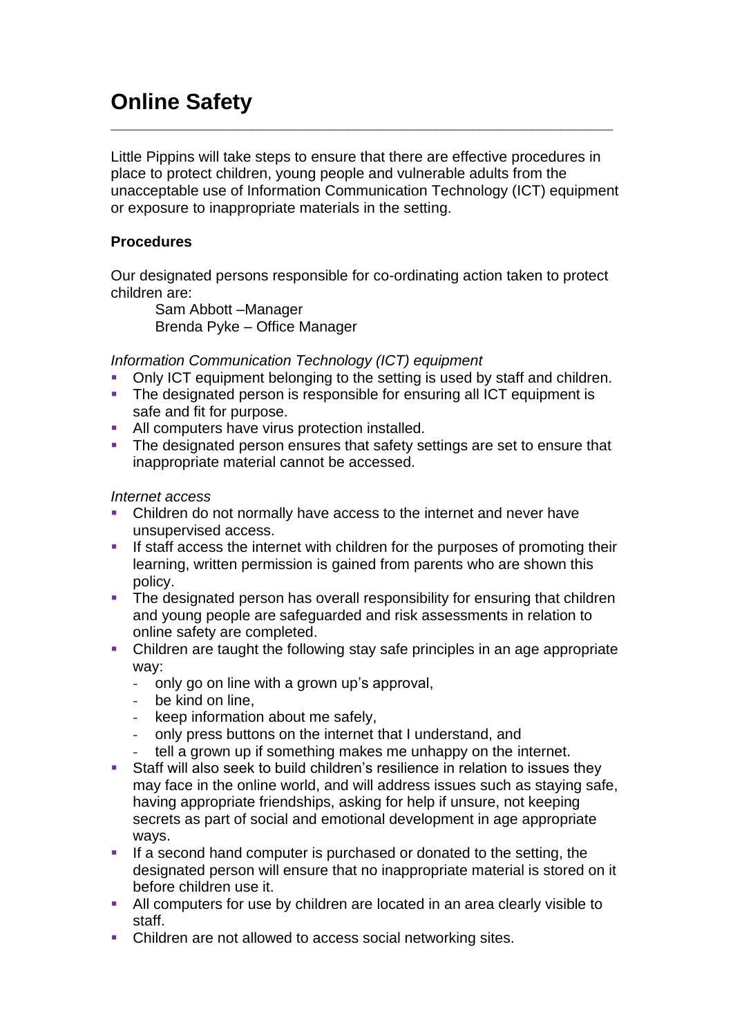# Online Safety

Little Pippins will take steps to ensure that there are effective procedures in place to protect children, young people and vulnerable adults from the unacceptable use of Information Communication Technology (ICT) equipment or exposure to inappropriate materials in the setting.

**Procedures**

Our designated persons responsible for co-ordinating action taken to protect children are:

Sam Abbott –Manager
Brenda Pyke – Office Manager

*Information Communication Technology (ICT) equipment*

- Only ICT equipment belonging to the setting is used by staff and children.
- The designated person is responsible for ensuring all ICT equipment is safe and fit for purpose.
- All computers have virus protection installed.
- The designated person ensures that safety settings are set to ensure that inappropriate material cannot be accessed.

*Internet access*

- Children do not normally have access to the internet and never have unsupervised access.
- If staff access the internet with children for the purposes of promoting their learning, written permission is gained from parents who are shown this policy.
- The designated person has overall responsibility for ensuring that children and young people are safeguarded and risk assessments in relation to online safety are completed.
- Children are taught the following stay safe principles in an age appropriate way:
  - only go on line with a grown up's approval,
  - be kind on line,
  - keep information about me safely,
  - only press buttons on the internet that I understand, and
  - tell a grown up if something makes me unhappy on the internet.
- Staff will also seek to build children's resilience in relation to issues they may face in the online world, and will address issues such as staying safe, having appropriate friendships, asking for help if unsure, not keeping secrets as part of social and emotional development in age appropriate ways.
- If a second hand computer is purchased or donated to the setting, the designated person will ensure that no inappropriate material is stored on it before children use it.
- All computers for use by children are located in an area clearly visible to staff.
- Children are not allowed to access social networking sites.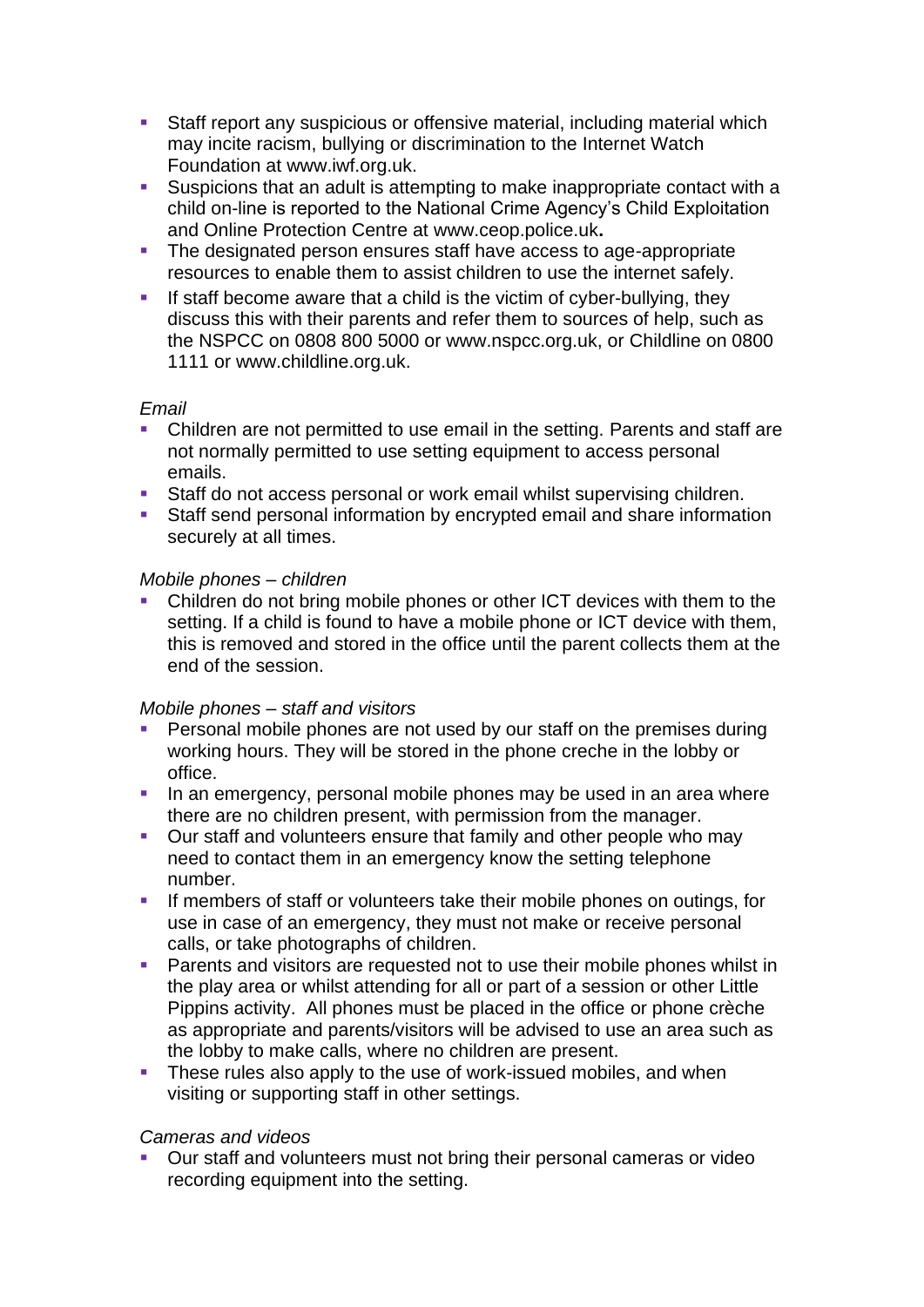- Staff report any suspicious or offensive material, including material which may incite racism, bullying or discrimination to the Internet Watch Foundation at www.iwf.org.uk.
- Suspicions that an adult is attempting to make inappropriate contact with a child on-line is reported to the National Crime Agency's Child Exploitation and Online Protection Centre at www.ceop.police.uk**.**
- The designated person ensures staff have access to age-appropriate resources to enable them to assist children to use the internet safely.
- If staff become aware that a child is the victim of cyber-bullying, they discuss this with their parents and refer them to sources of help, such as the NSPCC on 0808 800 5000 or www.nspcc.org.uk, or Childline on 0800 1111 or www.childline.org.uk.

*Email*

- Children are not permitted to use email in the setting. Parents and staff are not normally permitted to use setting equipment to access personal emails.
- Staff do not access personal or work email whilst supervising children.
- Staff send personal information by encrypted email and share information securely at all times.

*Mobile phones – children*

- Children do not bring mobile phones or other ICT devices with them to the setting. If a child is found to have a mobile phone or ICT device with them, this is removed and stored in the office until the parent collects them at the end of the session.

*Mobile phones – staff and visitors*

- Personal mobile phones are not used by our staff on the premises during working hours. They will be stored in the phone creche in the lobby or office.
- In an emergency, personal mobile phones may be used in an area where there are no children present, with permission from the manager.
- Our staff and volunteers ensure that family and other people who may need to contact them in an emergency know the setting telephone number.
- If members of staff or volunteers take their mobile phones on outings, for use in case of an emergency, they must not make or receive personal calls, or take photographs of children.
- Parents and visitors are requested not to use their mobile phones whilst in the play area or whilst attending for all or part of a session or other Little Pippins activity. All phones must be placed in the office or phone crèche as appropriate and parents/visitors will be advised to use an area such as the lobby to make calls, where no children are present.
- These rules also apply to the use of work-issued mobiles, and when visiting or supporting staff in other settings.

*Cameras and videos*

- Our staff and volunteers must not bring their personal cameras or video recording equipment into the setting.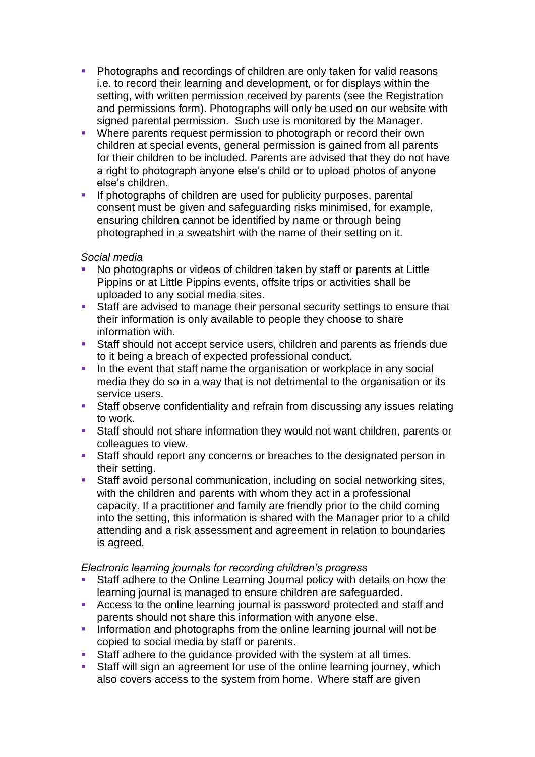- Photographs and recordings of children are only taken for valid reasons i.e. to record their learning and development, or for displays within the setting, with written permission received by parents (see the Registration and permissions form). Photographs will only be used on our website with signed parental permission. Such use is monitored by the Manager.
- Where parents request permission to photograph or record their own children at special events, general permission is gained from all parents for their children to be included. Parents are advised that they do not have a right to photograph anyone else's child or to upload photos of anyone else's children.
- If photographs of children are used for publicity purposes, parental consent must be given and safeguarding risks minimised, for example, ensuring children cannot be identified by name or through being photographed in a sweatshirt with the name of their setting on it.

*Social media*

- No photographs or videos of children taken by staff or parents at Little Pippins or at Little Pippins events, offsite trips or activities shall be uploaded to any social media sites.
- Staff are advised to manage their personal security settings to ensure that their information is only available to people they choose to share information with.
- Staff should not accept service users, children and parents as friends due to it being a breach of expected professional conduct.
- In the event that staff name the organisation or workplace in any social media they do so in a way that is not detrimental to the organisation or its service users.
- Staff observe confidentiality and refrain from discussing any issues relating to work.
- Staff should not share information they would not want children, parents or colleagues to view.
- Staff should report any concerns or breaches to the designated person in their setting.
- Staff avoid personal communication, including on social networking sites, with the children and parents with whom they act in a professional capacity. If a practitioner and family are friendly prior to the child coming into the setting, this information is shared with the Manager prior to a child attending and a risk assessment and agreement in relation to boundaries is agreed.

*Electronic learning journals for recording children's progress*

- Staff adhere to the Online Learning Journal policy with details on how the learning journal is managed to ensure children are safeguarded.
- Access to the online learning journal is password protected and staff and parents should not share this information with anyone else.
- Information and photographs from the online learning journal will not be copied to social media by staff or parents.
- Staff adhere to the guidance provided with the system at all times.
- Staff will sign an agreement for use of the online learning journey, which also covers access to the system from home. Where staff are given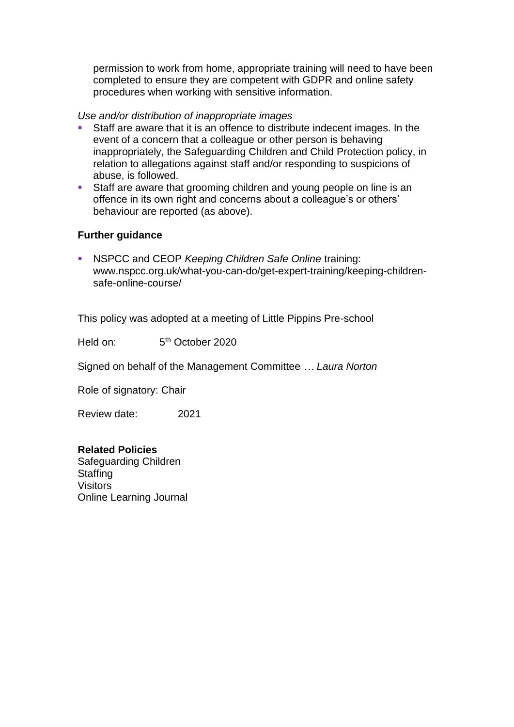permission to work from home, appropriate training will need to have been completed to ensure they are competent with GDPR and online safety procedures when working with sensitive information.

*Use and/or distribution of inappropriate images*

- Staff are aware that it is an offence to distribute indecent images. In the event of a concern that a colleague or other person is behaving inappropriately, the Safeguarding Children and Child Protection policy, in relation to allegations against staff and/or responding to suspicions of abuse, is followed.
- Staff are aware that grooming children and young people on line is an offence in its own right and concerns about a colleague's or others' behaviour are reported (as above).

**Further guidance**

- NSPCC and CEOP *Keeping Children Safe Online* training: www.nspcc.org.uk/what-you-can-do/get-expert-training/keeping-children-safe-online-course/

This policy was adopted at a meeting of Little Pippins Pre-school

Held on: 5th October 2020

Signed on behalf of the Management Committee *… Laura Norton*

Role of signatory: Chair

Review date: 2021

**Related Policies**
Safeguarding Children
Staffing
Visitors
Online Learning Journal